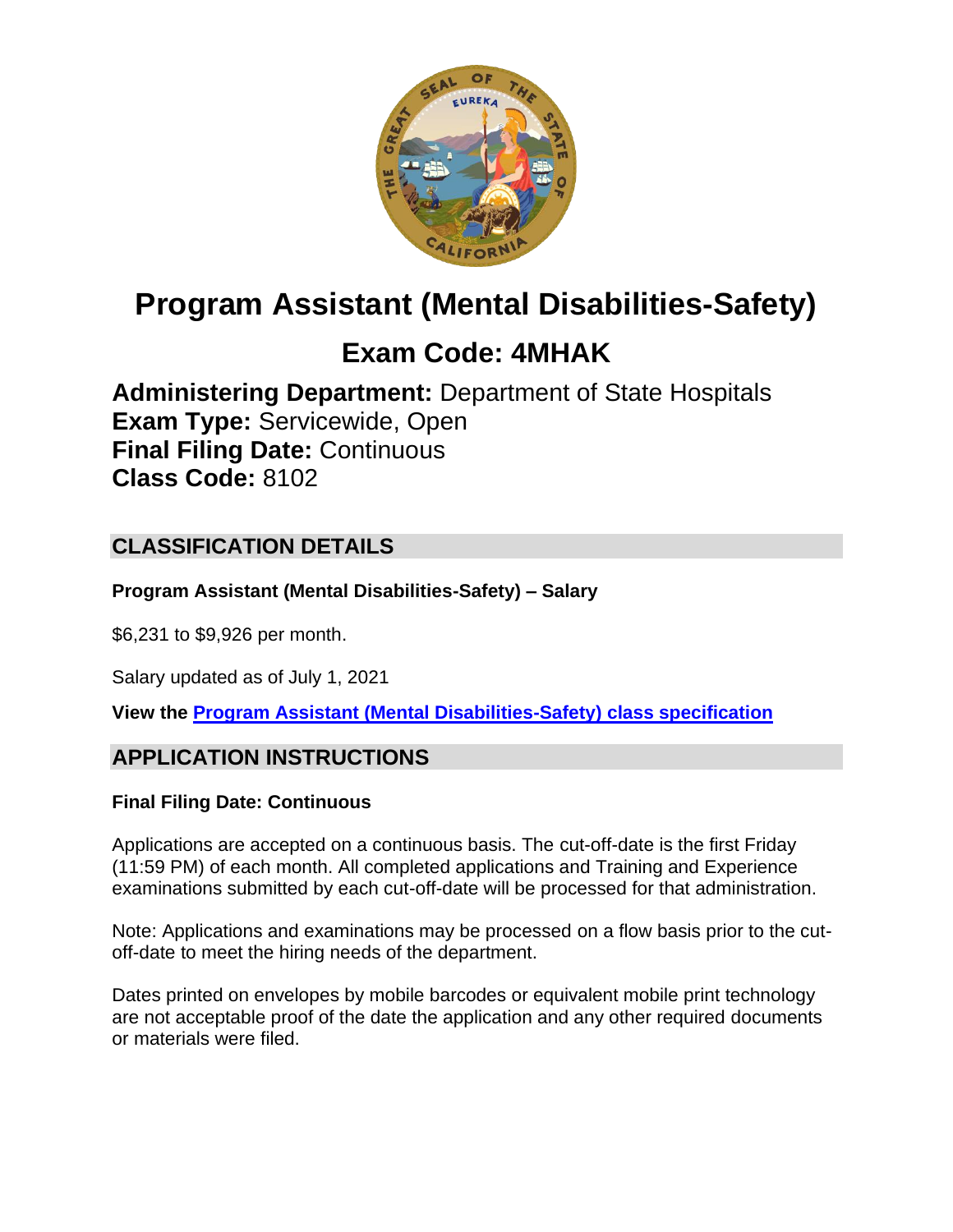# Program Assistant (Mental Disabilities-Safety)

## Exam Code: 4MHAK

**Administering Department:** Department of State Hospitals
**Exam Type:** Servicewide, Open
**Final Filing Date:** Continuous
**Class Code:** 8102

## CLASSIFICATION DETAILS

**Program Assistant (Mental Disabilities-Safety) – Salary**

$6,231 to $9,926 per month.

Salary updated as of July 1, 2021

**View the [Program Assistant (Mental Disabilities-Safety) class specification]()**

## APPLICATION INSTRUCTIONS

**Final Filing Date: Continuous**

Applications are accepted on a continuous basis. The cut-off-date is the first Friday (11:59 PM) of each month. All completed applications and Training and Experience examinations submitted by each cut-off-date will be processed for that administration.

Note: Applications and examinations may be processed on a flow basis prior to the cut-off-date to meet the hiring needs of the department.

Dates printed on envelopes by mobile barcodes or equivalent mobile print technology are not acceptable proof of the date the application and any other required documents or materials were filed.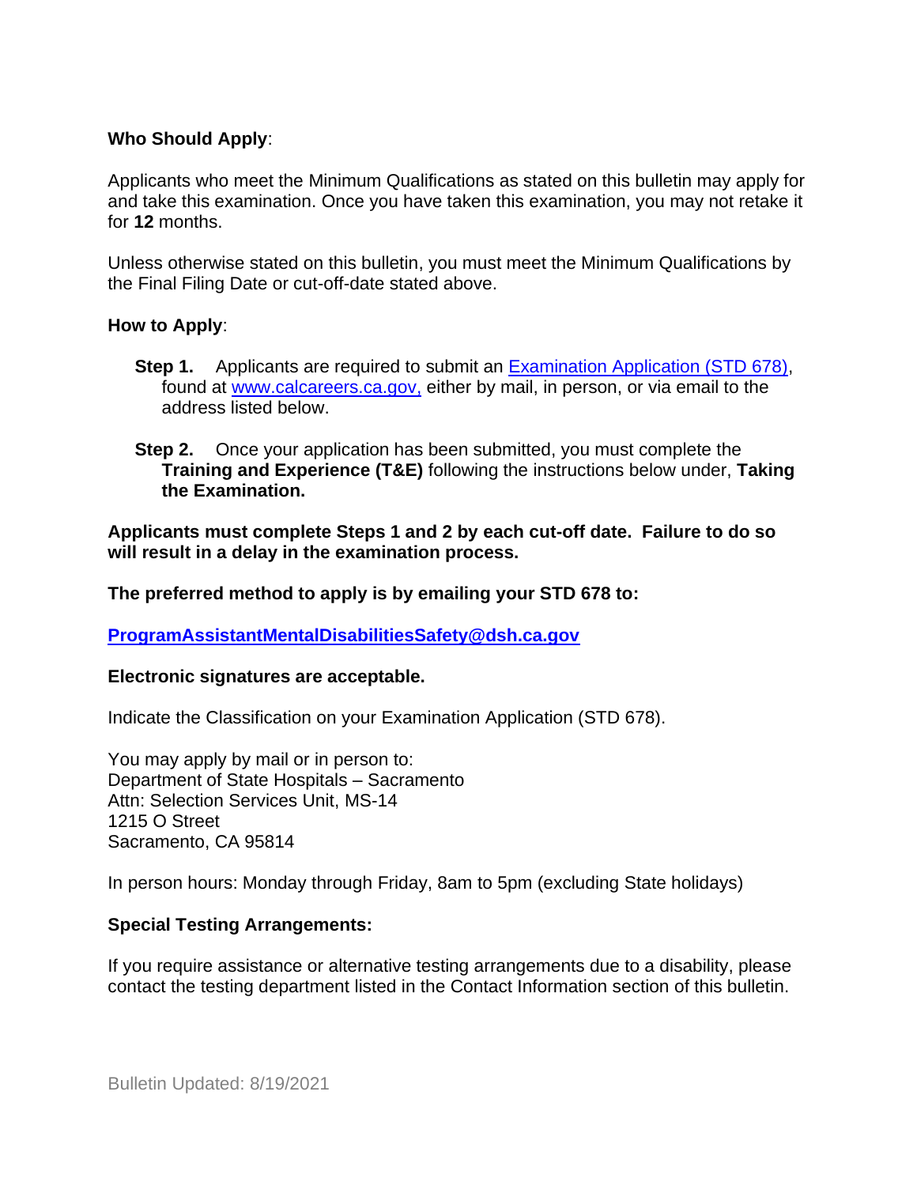**Who Should Apply**:

Applicants who meet the Minimum Qualifications as stated on this bulletin may apply for and take this examination. Once you have taken this examination, you may not retake it for **12** months.

Unless otherwise stated on this bulletin, you must meet the Minimum Qualifications by the Final Filing Date or cut-off-date stated above.

**How to Apply**:

**Step 1.** Applicants are required to submit an [Examination Application (STD 678)](https://www.calcareers.ca.gov), found at [www.calcareers.ca.gov,](https://www.calcareers.ca.gov) either by mail, in person, or via email to the address listed below.

**Step 2.** Once your application has been submitted, you must complete the **Training and Experience (T&E)** following the instructions below under, **Taking the Examination.**

**Applicants must complete Steps 1 and 2 by each cut-off date. Failure to do so will result in a delay in the examination process.**

**The preferred method to apply is by emailing your STD 678 to:**

**[ProgramAssistantMentalDisabilitiesSafety@dsh.ca.gov](mailto:ProgramAssistantMentalDisabilitiesSafety@dsh.ca.gov)**

**Electronic signatures are acceptable.**

Indicate the Classification on your Examination Application (STD 678).

You may apply by mail or in person to:
Department of State Hospitals – Sacramento
Attn: Selection Services Unit, MS-14
1215 O Street
Sacramento, CA 95814

In person hours: Monday through Friday, 8am to 5pm (excluding State holidays)

**Special Testing Arrangements:**

If you require assistance or alternative testing arrangements due to a disability, please contact the testing department listed in the Contact Information section of this bulletin.

Bulletin Updated: 8/19/2021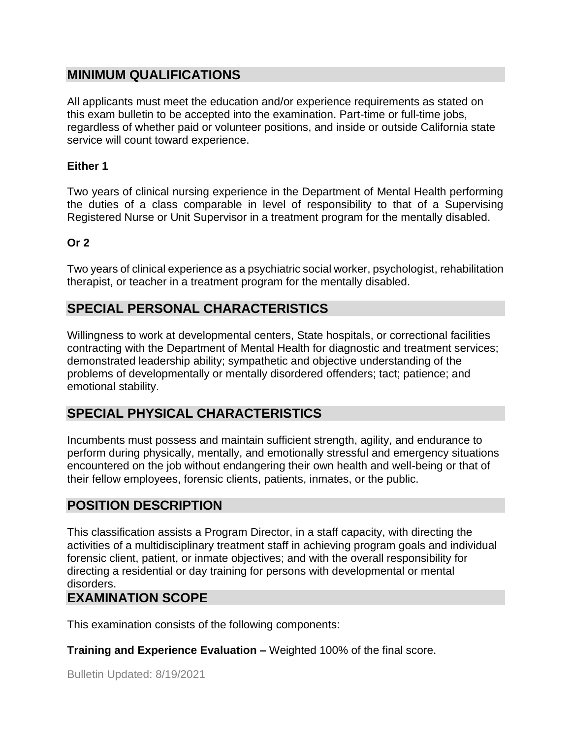## MINIMUM QUALIFICATIONS

All applicants must meet the education and/or experience requirements as stated on this exam bulletin to be accepted into the examination. Part-time or full-time jobs, regardless of whether paid or volunteer positions, and inside or outside California state service will count toward experience.

**Either 1**

Two years of clinical nursing experience in the Department of Mental Health performing the duties of a class comparable in level of responsibility to that of a Supervising Registered Nurse or Unit Supervisor in a treatment program for the mentally disabled.

**Or 2**

Two years of clinical experience as a psychiatric social worker, psychologist, rehabilitation therapist, or teacher in a treatment program for the mentally disabled.

## SPECIAL PERSONAL CHARACTERISTICS

Willingness to work at developmental centers, State hospitals, or correctional facilities contracting with the Department of Mental Health for diagnostic and treatment services; demonstrated leadership ability; sympathetic and objective understanding of the problems of developmentally or mentally disordered offenders; tact; patience; and emotional stability.

## SPECIAL PHYSICAL CHARACTERISTICS

Incumbents must possess and maintain sufficient strength, agility, and endurance to perform during physically, mentally, and emotionally stressful and emergency situations encountered on the job without endangering their own health and well-being or that of their fellow employees, forensic clients, patients, inmates, or the public.

## POSITION DESCRIPTION

This classification assists a Program Director, in a staff capacity, with directing the activities of a multidisciplinary treatment staff in achieving program goals and individual forensic client, patient, or inmate objectives; and with the overall responsibility for directing a residential or day training for persons with developmental or mental disorders.

## EXAMINATION SCOPE

This examination consists of the following components:

**Training and Experience Evaluation –** Weighted 100% of the final score.

Bulletin Updated: 8/19/2021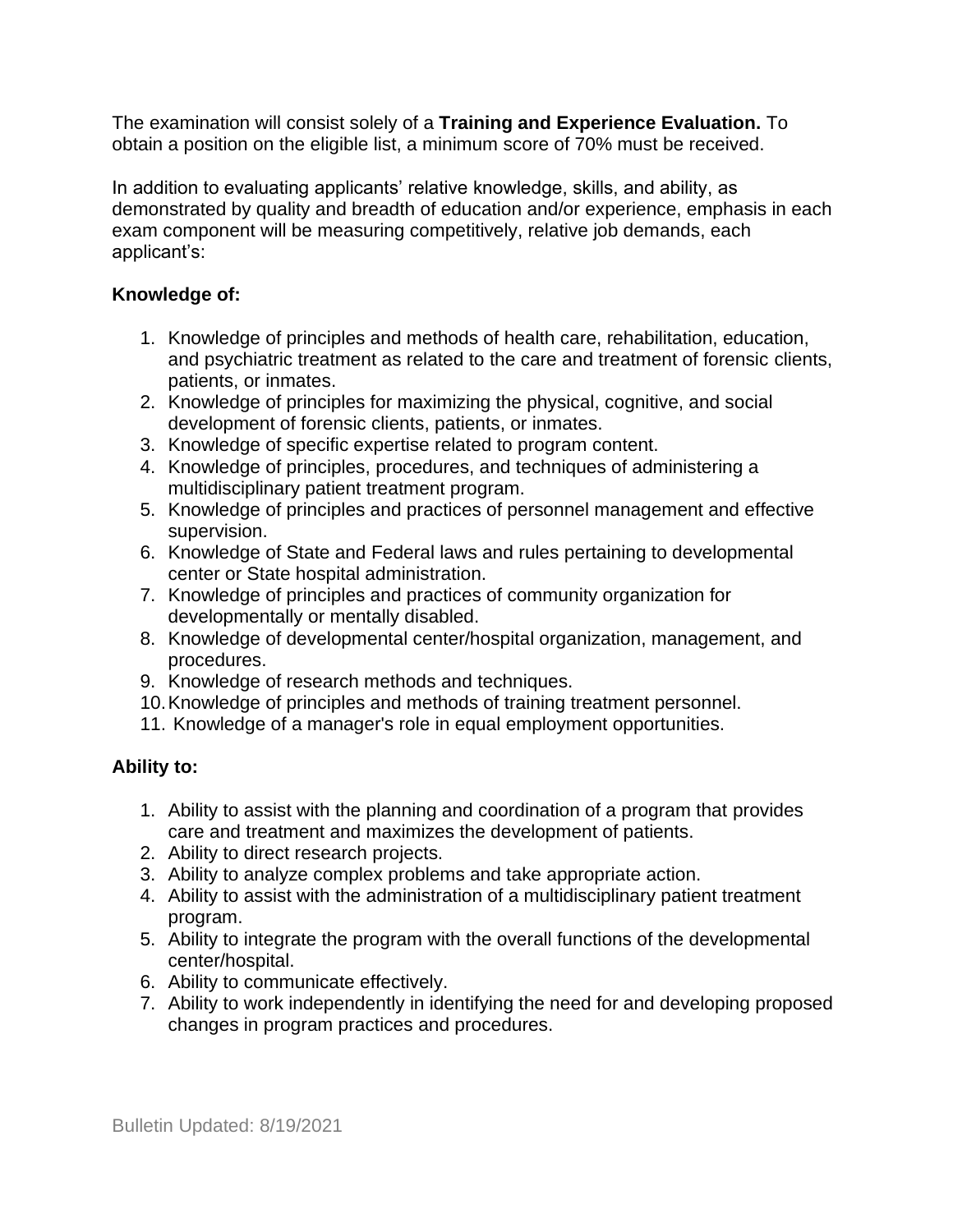The examination will consist solely of a **Training and Experience Evaluation.** To obtain a position on the eligible list, a minimum score of 70% must be received.

In addition to evaluating applicants' relative knowledge, skills, and ability, as demonstrated by quality and breadth of education and/or experience, emphasis in each exam component will be measuring competitively, relative job demands, each applicant's:

**Knowledge of:**

1. Knowledge of principles and methods of health care, rehabilitation, education, and psychiatric treatment as related to the care and treatment of forensic clients, patients, or inmates.
2. Knowledge of principles for maximizing the physical, cognitive, and social development of forensic clients, patients, or inmates.
3. Knowledge of specific expertise related to program content.
4. Knowledge of principles, procedures, and techniques of administering a multidisciplinary patient treatment program.
5. Knowledge of principles and practices of personnel management and effective supervision.
6. Knowledge of State and Federal laws and rules pertaining to developmental center or State hospital administration.
7. Knowledge of principles and practices of community organization for developmentally or mentally disabled.
8. Knowledge of developmental center/hospital organization, management, and procedures.
9. Knowledge of research methods and techniques.
10. Knowledge of principles and methods of training treatment personnel.
11. Knowledge of a manager's role in equal employment opportunities.

**Ability to:**

1. Ability to assist with the planning and coordination of a program that provides care and treatment and maximizes the development of patients.
2. Ability to direct research projects.
3. Ability to analyze complex problems and take appropriate action.
4. Ability to assist with the administration of a multidisciplinary patient treatment program.
5. Ability to integrate the program with the overall functions of the developmental center/hospital.
6. Ability to communicate effectively.
7. Ability to work independently in identifying the need for and developing proposed changes in program practices and procedures.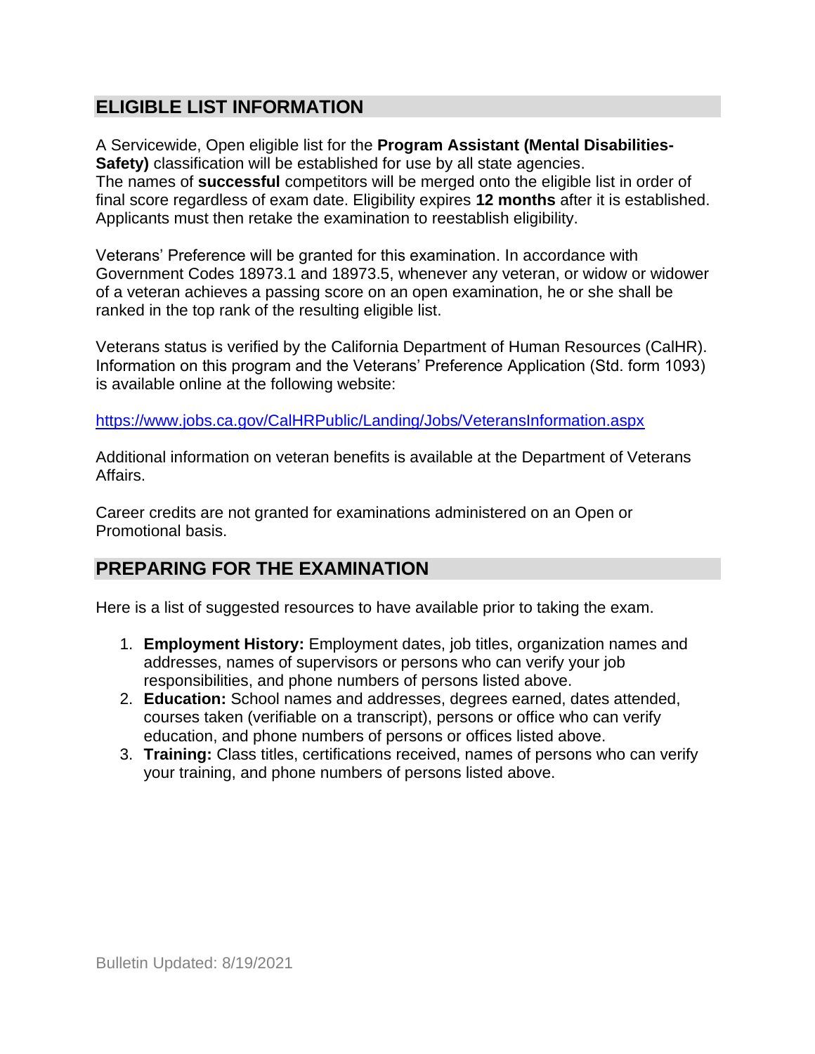## ELIGIBLE LIST INFORMATION

A Servicewide, Open eligible list for the **Program Assistant (Mental Disabilities-Safety)** classification will be established for use by all state agencies.
The names of **successful** competitors will be merged onto the eligible list in order of final score regardless of exam date. Eligibility expires **12 months** after it is established. Applicants must then retake the examination to reestablish eligibility.

Veterans' Preference will be granted for this examination. In accordance with Government Codes 18973.1 and 18973.5, whenever any veteran, or widow or widower of a veteran achieves a passing score on an open examination, he or she shall be ranked in the top rank of the resulting eligible list.

Veterans status is verified by the California Department of Human Resources (CalHR). Information on this program and the Veterans' Preference Application (Std. form 1093) is available online at the following website:

https://www.jobs.ca.gov/CalHRPublic/Landing/Jobs/VeteransInformation.aspx

Additional information on veteran benefits is available at the Department of Veterans Affairs.

Career credits are not granted for examinations administered on an Open or Promotional basis.

## PREPARING FOR THE EXAMINATION

Here is a list of suggested resources to have available prior to taking the exam.

1. **Employment History:** Employment dates, job titles, organization names and addresses, names of supervisors or persons who can verify your job responsibilities, and phone numbers of persons listed above.
2. **Education:** School names and addresses, degrees earned, dates attended, courses taken (verifiable on a transcript), persons or office who can verify education, and phone numbers of persons or offices listed above.
3. **Training:** Class titles, certifications received, names of persons who can verify your training, and phone numbers of persons listed above.

Bulletin Updated: 8/19/2021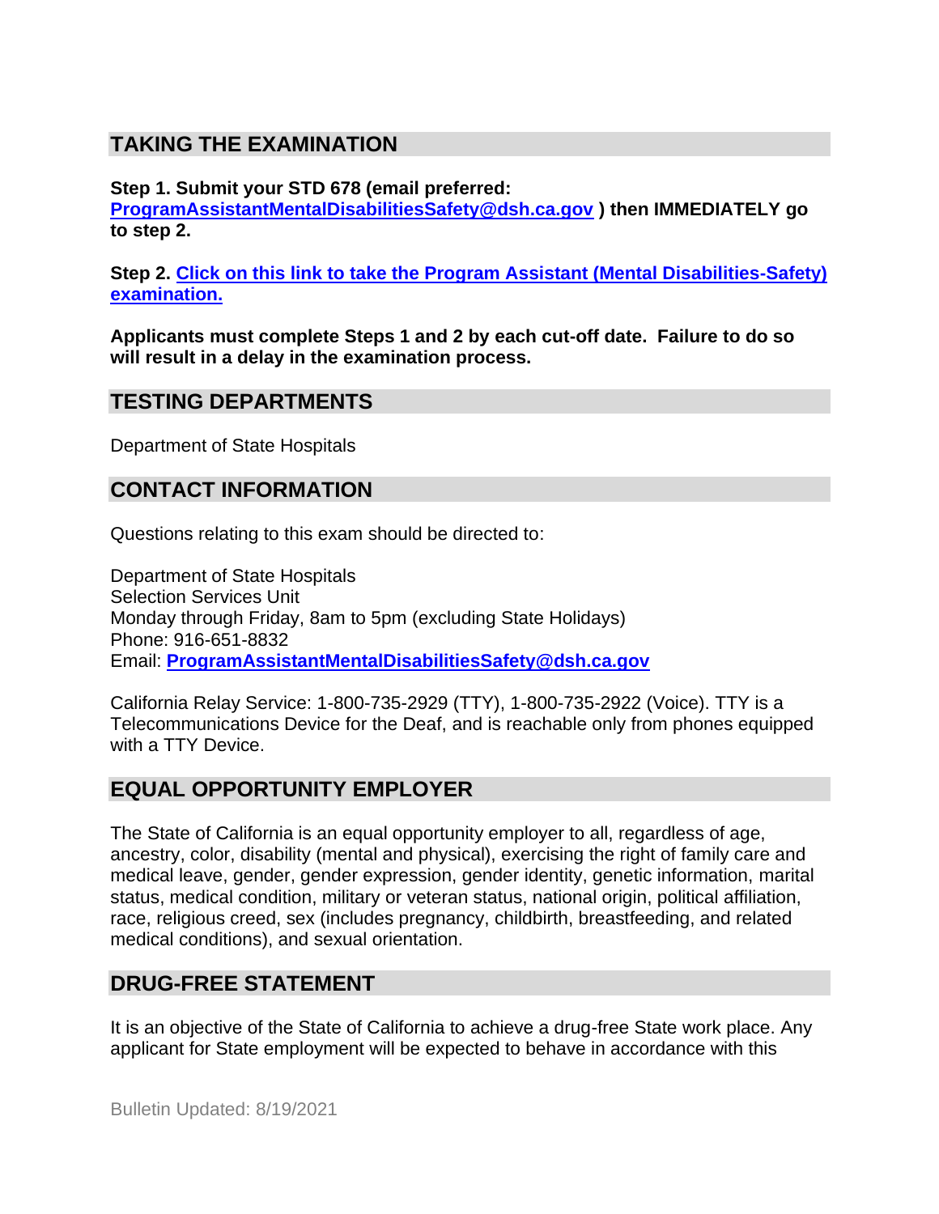## TAKING THE EXAMINATION

**Step 1. Submit your STD 678 (email preferred: ProgramAssistantMentalDisabilitiesSafety@dsh.ca.gov ) then IMMEDIATELY go to step 2.**

**Step 2. Click on this link to take the Program Assistant (Mental Disabilities-Safety) examination.**

**Applicants must complete Steps 1 and 2 by each cut-off date. Failure to do so will result in a delay in the examination process.**

## TESTING DEPARTMENTS

Department of State Hospitals

## CONTACT INFORMATION

Questions relating to this exam should be directed to:

Department of State Hospitals
Selection Services Unit
Monday through Friday, 8am to 5pm (excluding State Holidays)
Phone: 916-651-8832
Email: **ProgramAssistantMentalDisabilitiesSafety@dsh.ca.gov**

California Relay Service: 1-800-735-2929 (TTY), 1-800-735-2922 (Voice). TTY is a Telecommunications Device for the Deaf, and is reachable only from phones equipped with a TTY Device.

## EQUAL OPPORTUNITY EMPLOYER

The State of California is an equal opportunity employer to all, regardless of age, ancestry, color, disability (mental and physical), exercising the right of family care and medical leave, gender, gender expression, gender identity, genetic information, marital status, medical condition, military or veteran status, national origin, political affiliation, race, religious creed, sex (includes pregnancy, childbirth, breastfeeding, and related medical conditions), and sexual orientation.

## DRUG-FREE STATEMENT

It is an objective of the State of California to achieve a drug-free State work place. Any applicant for State employment will be expected to behave in accordance with this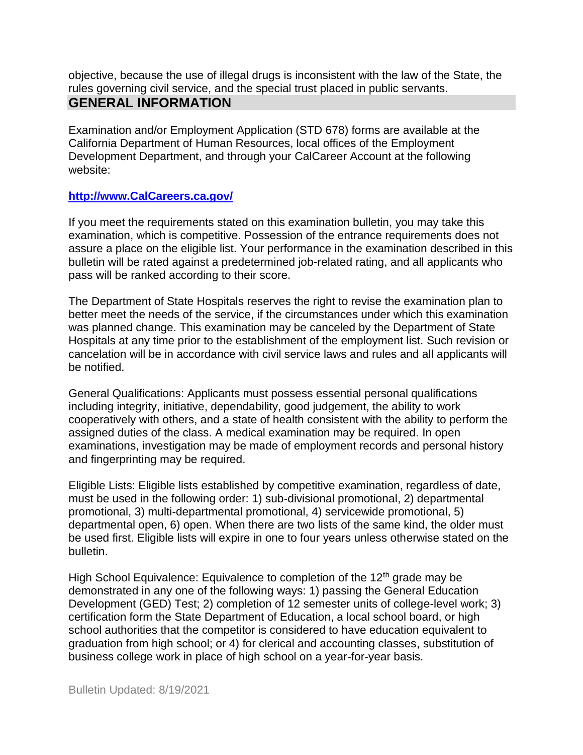objective, because the use of illegal drugs is inconsistent with the law of the State, the rules governing civil service, and the special trust placed in public servants.

## GENERAL INFORMATION

Examination and/or Employment Application (STD 678) forms are available at the California Department of Human Resources, local offices of the Employment Development Department, and through your CalCareer Account at the following website:

**http://www.CalCareers.ca.gov/**

If you meet the requirements stated on this examination bulletin, you may take this examination, which is competitive. Possession of the entrance requirements does not assure a place on the eligible list. Your performance in the examination described in this bulletin will be rated against a predetermined job-related rating, and all applicants who pass will be ranked according to their score.

The Department of State Hospitals reserves the right to revise the examination plan to better meet the needs of the service, if the circumstances under which this examination was planned change. This examination may be canceled by the Department of State Hospitals at any time prior to the establishment of the employment list. Such revision or cancelation will be in accordance with civil service laws and rules and all applicants will be notified.

General Qualifications: Applicants must possess essential personal qualifications including integrity, initiative, dependability, good judgement, the ability to work cooperatively with others, and a state of health consistent with the ability to perform the assigned duties of the class. A medical examination may be required. In open examinations, investigation may be made of employment records and personal history and fingerprinting may be required.

Eligible Lists: Eligible lists established by competitive examination, regardless of date, must be used in the following order: 1) sub-divisional promotional, 2) departmental promotional, 3) multi-departmental promotional, 4) servicewide promotional, 5) departmental open, 6) open. When there are two lists of the same kind, the older must be used first. Eligible lists will expire in one to four years unless otherwise stated on the bulletin.

High School Equivalence: Equivalence to completion of the 12th grade may be demonstrated in any one of the following ways: 1) passing the General Education Development (GED) Test; 2) completion of 12 semester units of college-level work; 3) certification form the State Department of Education, a local school board, or high school authorities that the competitor is considered to have education equivalent to graduation from high school; or 4) for clerical and accounting classes, substitution of business college work in place of high school on a year-for-year basis.

Bulletin Updated: 8/19/2021